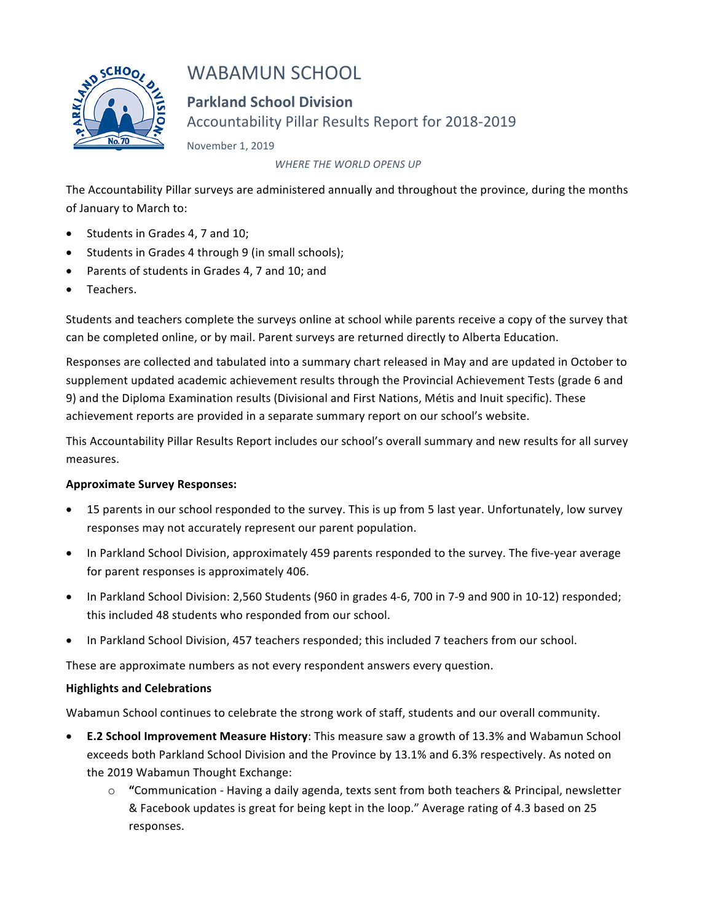# WABAMUN SCHOOL

## Parkland School Division

Accountability Pillar Results Report for 2018-2019

November 1, 2019

*WHERE THE WORLD OPENS UP*

The Accountability Pillar surveys are administered annually and throughout the province, during the months of January to March to:

- Students in Grades 4, 7 and 10;
- Students in Grades 4 through 9 (in small schools);
- Parents of students in Grades 4, 7 and 10; and
- Teachers.

Students and teachers complete the surveys online at school while parents receive a copy of the survey that can be completed online, or by mail. Parent surveys are returned directly to Alberta Education.

Responses are collected and tabulated into a summary chart released in May and are updated in October to supplement updated academic achievement results through the Provincial Achievement Tests (grade 6 and 9) and the Diploma Examination results (Divisional and First Nations, Métis and Inuit specific). These achievement reports are provided in a separate summary report on our school's website.

This Accountability Pillar Results Report includes our school's overall summary and new results for all survey measures.

**Approximate Survey Responses:**

- 15 parents in our school responded to the survey. This is up from 5 last year. Unfortunately, low survey responses may not accurately represent our parent population.
- In Parkland School Division, approximately 459 parents responded to the survey. The five-year average for parent responses is approximately 406.
- In Parkland School Division: 2,560 Students (960 in grades 4-6, 700 in 7-9 and 900 in 10-12) responded; this included 48 students who responded from our school.
- In Parkland School Division, 457 teachers responded; this included 7 teachers from our school.

These are approximate numbers as not every respondent answers every question.

**Highlights and Celebrations**

Wabamun School continues to celebrate the strong work of staff, students and our overall community.

- **E.2 School Improvement Measure History**: This measure saw a growth of 13.3% and Wabamun School exceeds both Parkland School Division and the Province by 13.1% and 6.3% respectively. As noted on the 2019 Wabamun Thought Exchange:
  - **"**Communication - Having a daily agenda, texts sent from both teachers & Principal, newsletter & Facebook updates is great for being kept in the loop." Average rating of 4.3 based on 25 responses.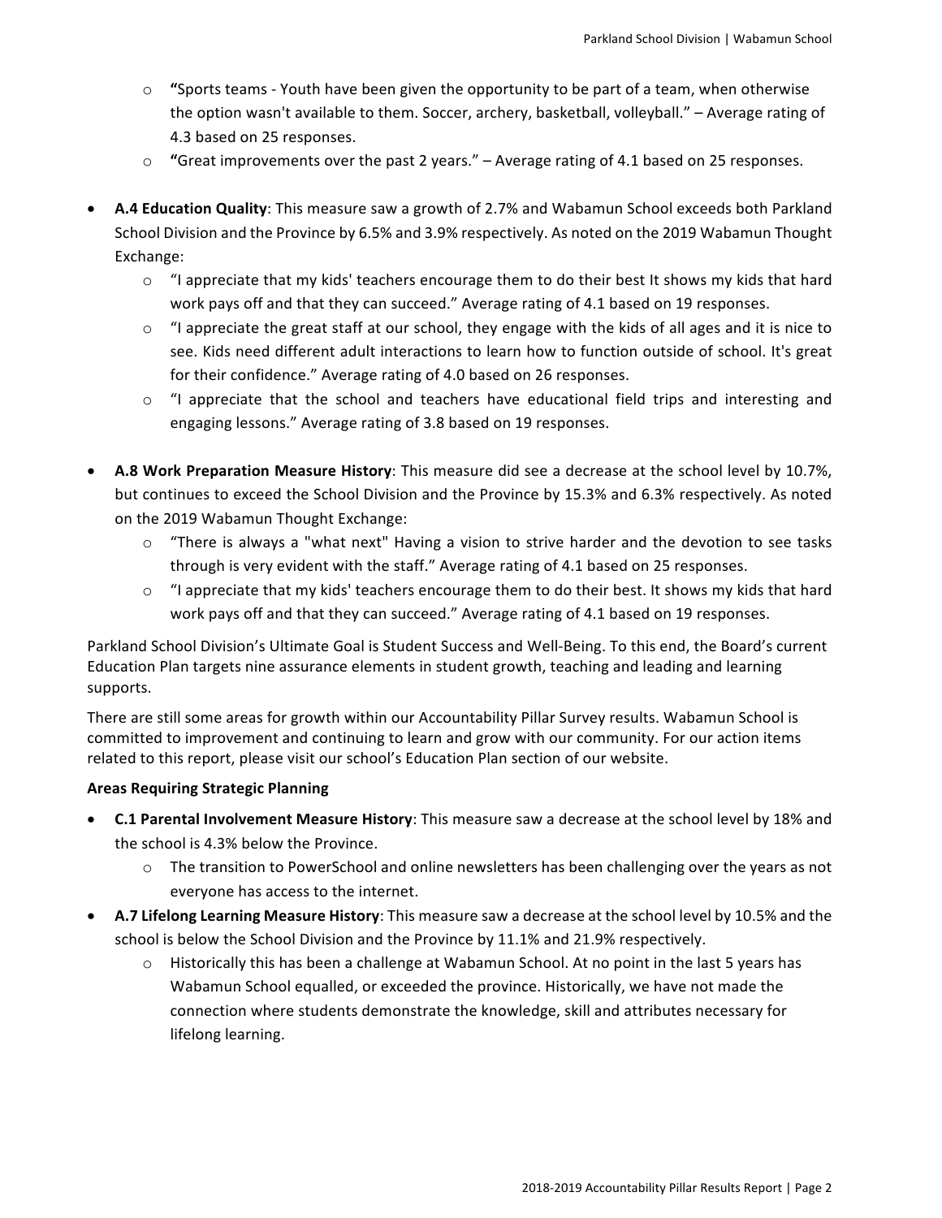- **"**Sports teams - Youth have been given the opportunity to be part of a team, when otherwise the option wasn't available to them. Soccer, archery, basketball, volleyball." – Average rating of 4.3 based on 25 responses.
  - **"**Great improvements over the past 2 years." – Average rating of 4.1 based on 25 responses.

- **A.4 Education Quality**: This measure saw a growth of 2.7% and Wabamun School exceeds both Parkland School Division and the Province by 6.5% and 3.9% respectively. As noted on the 2019 Wabamun Thought Exchange:
  - "I appreciate that my kids' teachers encourage them to do their best It shows my kids that hard work pays off and that they can succeed." Average rating of 4.1 based on 19 responses.
  - "I appreciate the great staff at our school, they engage with the kids of all ages and it is nice to see. Kids need different adult interactions to learn how to function outside of school. It's great for their confidence." Average rating of 4.0 based on 26 responses.
  - "I appreciate that the school and teachers have educational field trips and interesting and engaging lessons." Average rating of 3.8 based on 19 responses.

- **A.8 Work Preparation Measure History**: This measure did see a decrease at the school level by 10.7%, but continues to exceed the School Division and the Province by 15.3% and 6.3% respectively. As noted on the 2019 Wabamun Thought Exchange:
  - "There is always a "what next" Having a vision to strive harder and the devotion to see tasks through is very evident with the staff." Average rating of 4.1 based on 25 responses.
  - "I appreciate that my kids' teachers encourage them to do their best. It shows my kids that hard work pays off and that they can succeed." Average rating of 4.1 based on 19 responses.

Parkland School Division's Ultimate Goal is Student Success and Well-Being. To this end, the Board's current Education Plan targets nine assurance elements in student growth, teaching and leading and learning supports.

There are still some areas for growth within our Accountability Pillar Survey results. Wabamun School is committed to improvement and continuing to learn and grow with our community. For our action items related to this report, please visit our school's Education Plan section of our website.

**Areas Requiring Strategic Planning**

- **C.1 Parental Involvement Measure History**: This measure saw a decrease at the school level by 18% and the school is 4.3% below the Province.
  - The transition to PowerSchool and online newsletters has been challenging over the years as not everyone has access to the internet.
- **A.7 Lifelong Learning Measure History**: This measure saw a decrease at the school level by 10.5% and the school is below the School Division and the Province by 11.1% and 21.9% respectively.
  - Historically this has been a challenge at Wabamun School. At no point in the last 5 years has Wabamun School equalled, or exceeded the province. Historically, we have not made the connection where students demonstrate the knowledge, skill and attributes necessary for lifelong learning.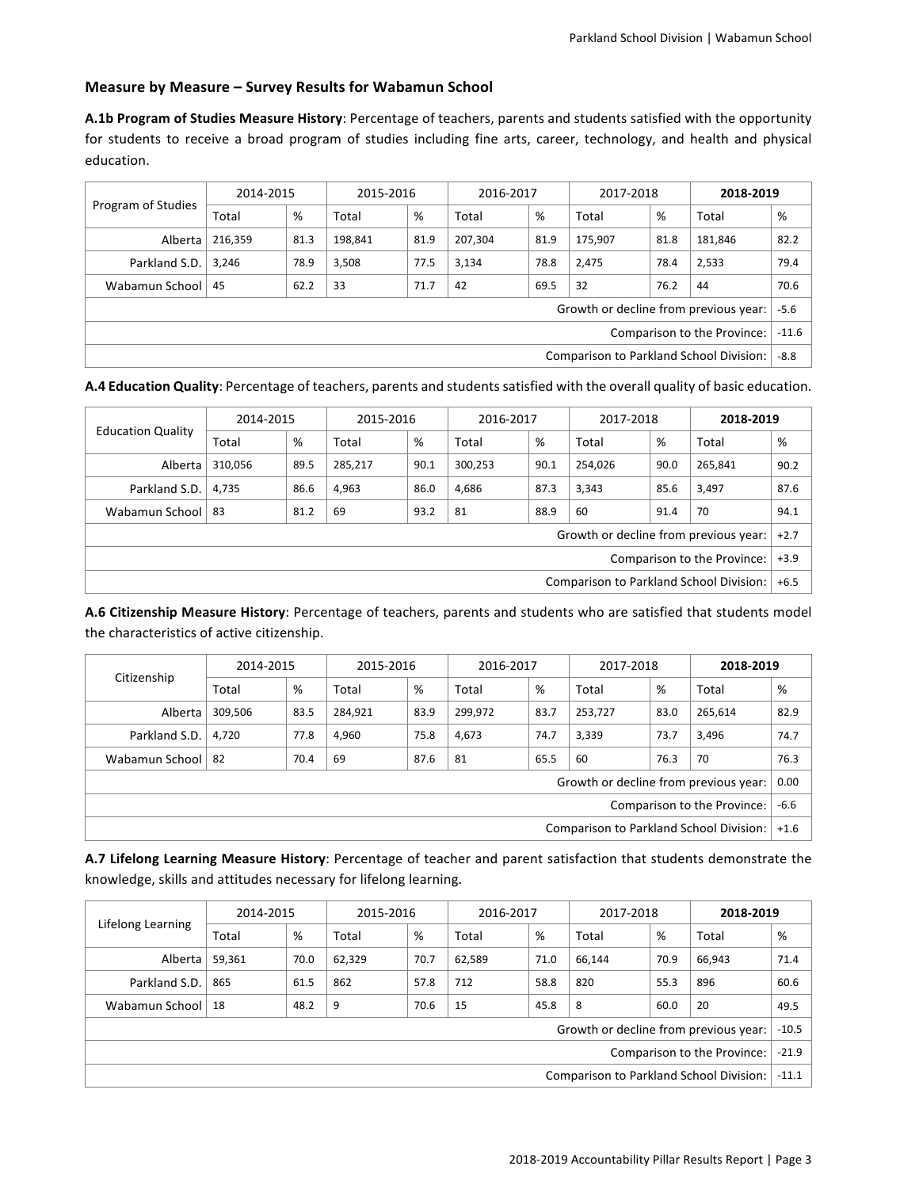### Measure by Measure – Survey Results for Wabamun School

**A.1b Program of Studies Measure History**: Percentage of teachers, parents and students satisfied with the opportunity for students to receive a broad program of studies including fine arts, career, technology, and health and physical education.

| Program of Studies | 2014-2015 | | 2015-2016 | | 2016-2017 | | 2017-2018 | | **2018-2019** | |
|---|---|---|---|---|---|---|---|---|---|---|
| | Total | % | Total | % | Total | % | Total | % | Total | % |
| Alberta | 216,359 | 81.3 | 198,841 | 81.9 | 207,304 | 81.9 | 175,907 | 81.8 | 181,846 | 82.2 |
| Parkland S.D. | 3,246 | 78.9 | 3,508 | 77.5 | 3,134 | 78.8 | 2,475 | 78.4 | 2,533 | 79.4 |
| Wabamun School | 45 | 62.2 | 33 | 71.7 | 42 | 69.5 | 32 | 76.2 | 44 | 70.6 |
| Growth or decline from previous year: | | | | | | | | | | -5.6 |
| Comparison to the Province: | | | | | | | | | | -11.6 |
| Comparison to Parkland School Division: | | | | | | | | | | -8.8 |

**A.4 Education Quality**: Percentage of teachers, parents and students satisfied with the overall quality of basic education.

| Education Quality | 2014-2015 | | 2015-2016 | | 2016-2017 | | 2017-2018 | | **2018-2019** | |
|---|---|---|---|---|---|---|---|---|---|---|
| | Total | % | Total | % | Total | % | Total | % | Total | % |
| Alberta | 310,056 | 89.5 | 285,217 | 90.1 | 300,253 | 90.1 | 254,026 | 90.0 | 265,841 | 90.2 |
| Parkland S.D. | 4,735 | 86.6 | 4,963 | 86.0 | 4,686 | 87.3 | 3,343 | 85.6 | 3,497 | 87.6 |
| Wabamun School | 83 | 81.2 | 69 | 93.2 | 81 | 88.9 | 60 | 91.4 | 70 | 94.1 |
| Growth or decline from previous year: | | | | | | | | | | +2.7 |
| Comparison to the Province: | | | | | | | | | | +3.9 |
| Comparison to Parkland School Division: | | | | | | | | | | +6.5 |

**A.6 Citizenship Measure History**: Percentage of teachers, parents and students who are satisfied that students model the characteristics of active citizenship.

| Citizenship | 2014-2015 | | 2015-2016 | | 2016-2017 | | 2017-2018 | | **2018-2019** | |
|---|---|---|---|---|---|---|---|---|---|---|
| | Total | % | Total | % | Total | % | Total | % | Total | % |
| Alberta | 309,506 | 83.5 | 284,921 | 83.9 | 299,972 | 83.7 | 253,727 | 83.0 | 265,614 | 82.9 |
| Parkland S.D. | 4,720 | 77.8 | 4,960 | 75.8 | 4,673 | 74.7 | 3,339 | 73.7 | 3,496 | 74.7 |
| Wabamun School | 82 | 70.4 | 69 | 87.6 | 81 | 65.5 | 60 | 76.3 | 70 | 76.3 |
| Growth or decline from previous year: | | | | | | | | | | 0.00 |
| Comparison to the Province: | | | | | | | | | | -6.6 |
| Comparison to Parkland School Division: | | | | | | | | | | +1.6 |

**A.7 Lifelong Learning Measure History**: Percentage of teacher and parent satisfaction that students demonstrate the knowledge, skills and attitudes necessary for lifelong learning.

| Lifelong Learning | 2014-2015 | | 2015-2016 | | 2016-2017 | | 2017-2018 | | **2018-2019** | |
|---|---|---|---|---|---|---|---|---|---|---|
| | Total | % | Total | % | Total | % | Total | % | Total | % |
| Alberta | 59,361 | 70.0 | 62,329 | 70.7 | 62,589 | 71.0 | 66,144 | 70.9 | 66,943 | 71.4 |
| Parkland S.D. | 865 | 61.5 | 862 | 57.8 | 712 | 58.8 | 820 | 55.3 | 896 | 60.6 |
| Wabamun School | 18 | 48.2 | 9 | 70.6 | 15 | 45.8 | 8 | 60.0 | 20 | 49.5 |
| Growth or decline from previous year: | | | | | | | | | | -10.5 |
| Comparison to the Province: | | | | | | | | | | -21.9 |
| Comparison to Parkland School Division: | | | | | | | | | | -11.1 |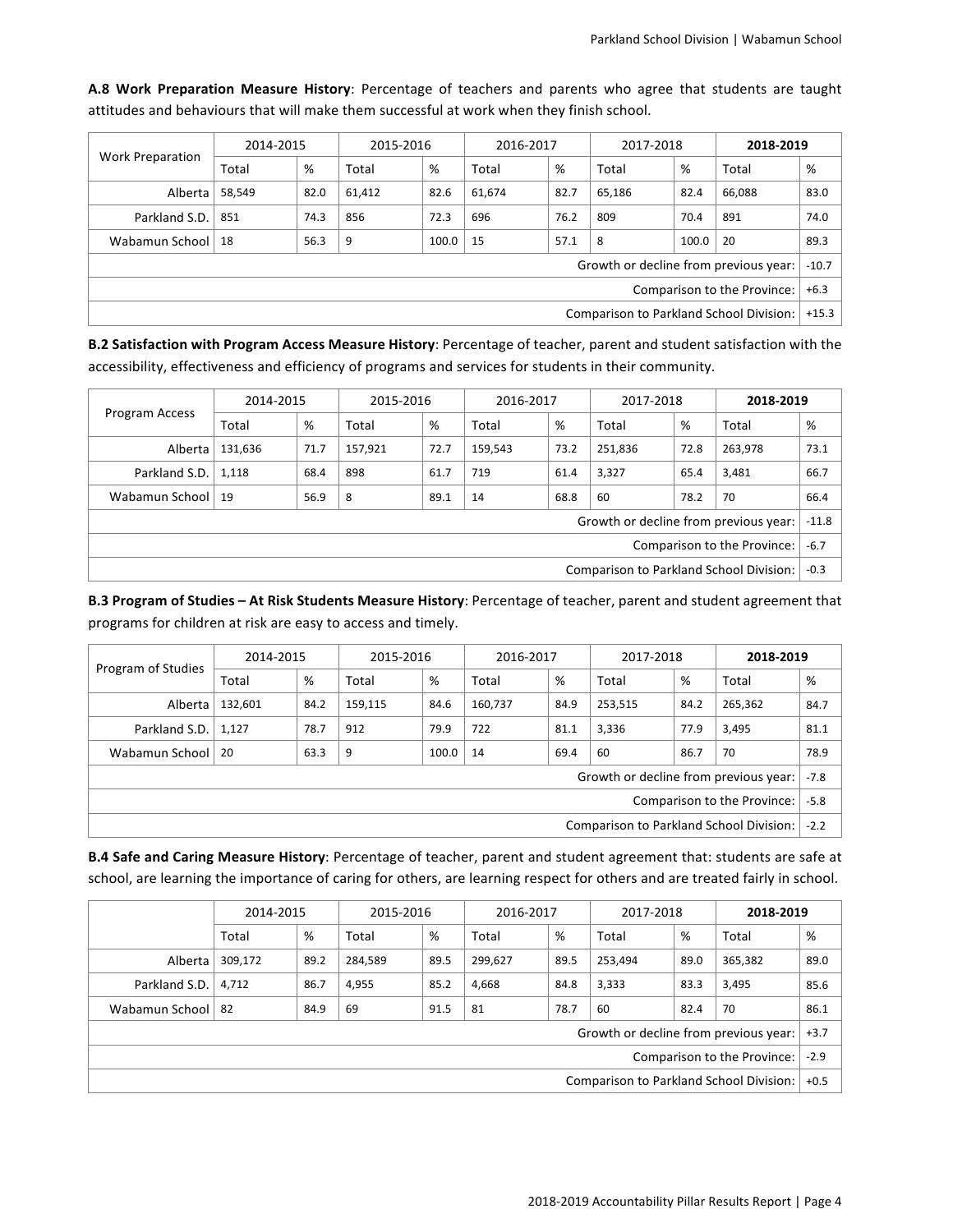**A.8 Work Preparation Measure History**: Percentage of teachers and parents who agree that students are taught attitudes and behaviours that will make them successful at work when they finish school.

| Work Preparation | 2014-2015 | | 2015-2016 | | 2016-2017 | | 2017-2018 | | **2018-2019** | |
|---|---|---|---|---|---|---|---|---|---|---|
| | Total | % | Total | % | Total | % | Total | % | Total | % |
| Alberta | 58,549 | 82.0 | 61,412 | 82.6 | 61,674 | 82.7 | 65,186 | 82.4 | 66,088 | 83.0 |
| Parkland S.D. | 851 | 74.3 | 856 | 72.3 | 696 | 76.2 | 809 | 70.4 | 891 | 74.0 |
| Wabamun School | 18 | 56.3 | 9 | 100.0 | 15 | 57.1 | 8 | 100.0 | 20 | 89.3 |
| Growth or decline from previous year: | | | | | | | | | | -10.7 |
| Comparison to the Province: | | | | | | | | | | +6.3 |
| Comparison to Parkland School Division: | | | | | | | | | | +15.3 |

**B.2 Satisfaction with Program Access Measure History**: Percentage of teacher, parent and student satisfaction with the accessibility, effectiveness and efficiency of programs and services for students in their community.

| Program Access | 2014-2015 | | 2015-2016 | | 2016-2017 | | 2017-2018 | | **2018-2019** | |
|---|---|---|---|---|---|---|---|---|---|---|
| | Total | % | Total | % | Total | % | Total | % | Total | % |
| Alberta | 131,636 | 71.7 | 157,921 | 72.7 | 159,543 | 73.2 | 251,836 | 72.8 | 263,978 | 73.1 |
| Parkland S.D. | 1,118 | 68.4 | 898 | 61.7 | 719 | 61.4 | 3,327 | 65.4 | 3,481 | 66.7 |
| Wabamun School | 19 | 56.9 | 8 | 89.1 | 14 | 68.8 | 60 | 78.2 | 70 | 66.4 |
| Growth or decline from previous year: | | | | | | | | | | -11.8 |
| Comparison to the Province: | | | | | | | | | | -6.7 |
| Comparison to Parkland School Division: | | | | | | | | | | -0.3 |

**B.3 Program of Studies – At Risk Students Measure History**: Percentage of teacher, parent and student agreement that programs for children at risk are easy to access and timely.

| Program of Studies | 2014-2015 | | 2015-2016 | | 2016-2017 | | 2017-2018 | | **2018-2019** | |
|---|---|---|---|---|---|---|---|---|---|---|
| | Total | % | Total | % | Total | % | Total | % | Total | % |
| Alberta | 132,601 | 84.2 | 159,115 | 84.6 | 160,737 | 84.9 | 253,515 | 84.2 | 265,362 | 84.7 |
| Parkland S.D. | 1,127 | 78.7 | 912 | 79.9 | 722 | 81.1 | 3,336 | 77.9 | 3,495 | 81.1 |
| Wabamun School | 20 | 63.3 | 9 | 100.0 | 14 | 69.4 | 60 | 86.7 | 70 | 78.9 |
| Growth or decline from previous year: | | | | | | | | | | -7.8 |
| Comparison to the Province: | | | | | | | | | | -5.8 |
| Comparison to Parkland School Division: | | | | | | | | | | -2.2 |

**B.4 Safe and Caring Measure History**: Percentage of teacher, parent and student agreement that: students are safe at school, are learning the importance of caring for others, are learning respect for others and are treated fairly in school.

| | 2014-2015 | | 2015-2016 | | 2016-2017 | | 2017-2018 | | **2018-2019** | |
|---|---|---|---|---|---|---|---|---|---|---|
| | Total | % | Total | % | Total | % | Total | % | Total | % |
| Alberta | 309,172 | 89.2 | 284,589 | 89.5 | 299,627 | 89.5 | 253,494 | 89.0 | 365,382 | 89.0 |
| Parkland S.D. | 4,712 | 86.7 | 4,955 | 85.2 | 4,668 | 84.8 | 3,333 | 83.3 | 3,495 | 85.6 |
| Wabamun School | 82 | 84.9 | 69 | 91.5 | 81 | 78.7 | 60 | 82.4 | 70 | 86.1 |
| Growth or decline from previous year: | | | | | | | | | | +3.7 |
| Comparison to the Province: | | | | | | | | | | -2.9 |
| Comparison to Parkland School Division: | | | | | | | | | | +0.5 |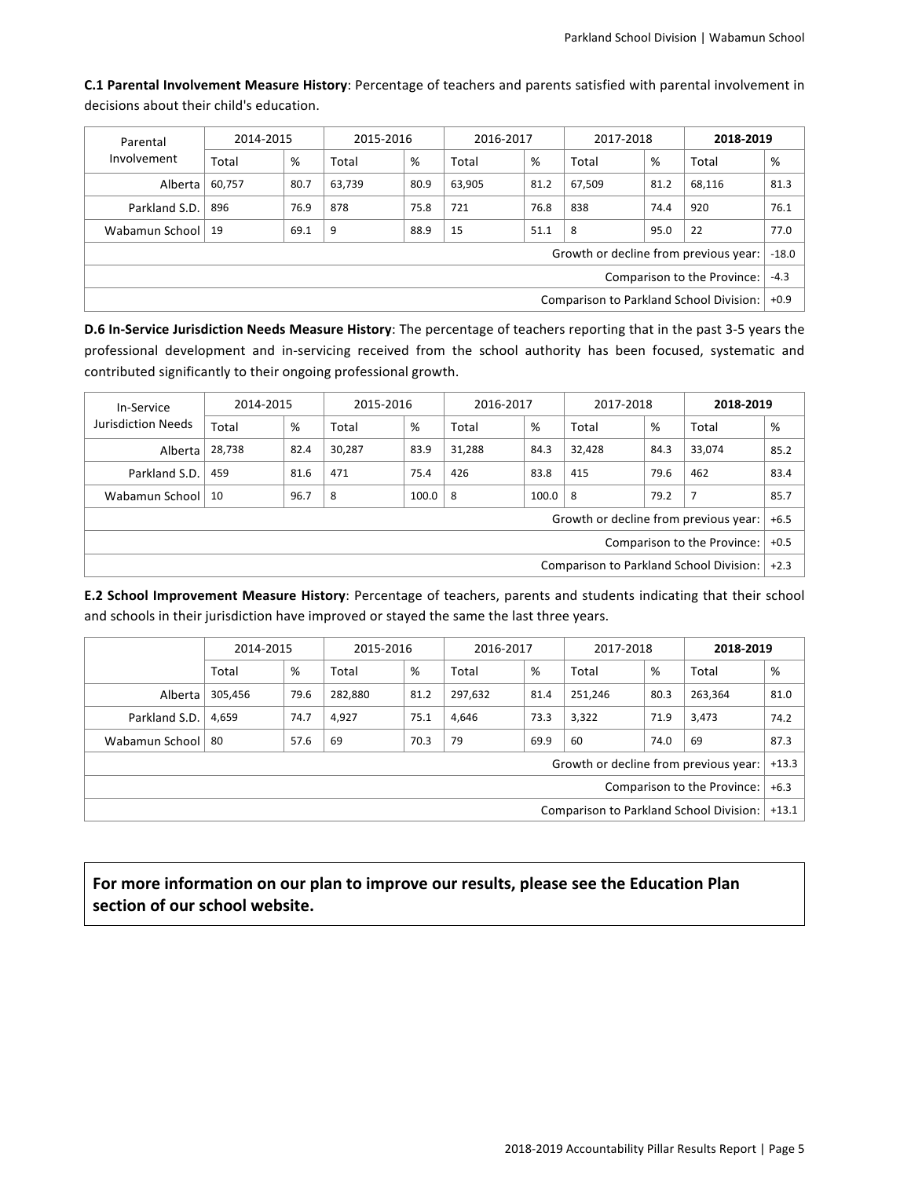**C.1 Parental Involvement Measure History**: Percentage of teachers and parents satisfied with parental involvement in decisions about their child's education.

| Parental Involvement | 2014-2015 | | 2015-2016 | | 2016-2017 | | 2017-2018 | | **2018-2019** | |
|---|---|---|---|---|---|---|---|---|---|---|
| | Total | % | Total | % | Total | % | Total | % | Total | % |
| Alberta | 60,757 | 80.7 | 63,739 | 80.9 | 63,905 | 81.2 | 67,509 | 81.2 | 68,116 | 81.3 |
| Parkland S.D. | 896 | 76.9 | 878 | 75.8 | 721 | 76.8 | 838 | 74.4 | 920 | 76.1 |
| Wabamun School | 19 | 69.1 | 9 | 88.9 | 15 | 51.1 | 8 | 95.0 | 22 | 77.0 |
| Growth or decline from previous year: | | | | | | | | | | -18.0 |
| Comparison to the Province: | | | | | | | | | | -4.3 |
| Comparison to Parkland School Division: | | | | | | | | | | +0.9 |

**D.6 In-Service Jurisdiction Needs Measure History**: The percentage of teachers reporting that in the past 3-5 years the professional development and in-servicing received from the school authority has been focused, systematic and contributed significantly to their ongoing professional growth.

| In-Service Jurisdiction Needs | 2014-2015 | | 2015-2016 | | 2016-2017 | | 2017-2018 | | **2018-2019** | |
|---|---|---|---|---|---|---|---|---|---|---|
| | Total | % | Total | % | Total | % | Total | % | Total | % |
| Alberta | 28,738 | 82.4 | 30,287 | 83.9 | 31,288 | 84.3 | 32,428 | 84.3 | 33,074 | 85.2 |
| Parkland S.D. | 459 | 81.6 | 471 | 75.4 | 426 | 83.8 | 415 | 79.6 | 462 | 83.4 |
| Wabamun School | 10 | 96.7 | 8 | 100.0 | 8 | 100.0 | 8 | 79.2 | 7 | 85.7 |
| Growth or decline from previous year: | | | | | | | | | | +6.5 |
| Comparison to the Province: | | | | | | | | | | +0.5 |
| Comparison to Parkland School Division: | | | | | | | | | | +2.3 |

**E.2 School Improvement Measure History**: Percentage of teachers, parents and students indicating that their school and schools in their jurisdiction have improved or stayed the same the last three years.

| | 2014-2015 | | 2015-2016 | | 2016-2017 | | 2017-2018 | | **2018-2019** | |
|---|---|---|---|---|---|---|---|---|---|---|
| | Total | % | Total | % | Total | % | Total | % | Total | % |
| Alberta | 305,456 | 79.6 | 282,880 | 81.2 | 297,632 | 81.4 | 251,246 | 80.3 | 263,364 | 81.0 |
| Parkland S.D. | 4,659 | 74.7 | 4,927 | 75.1 | 4,646 | 73.3 | 3,322 | 71.9 | 3,473 | 74.2 |
| Wabamun School | 80 | 57.6 | 69 | 70.3 | 79 | 69.9 | 60 | 74.0 | 69 | 87.3 |
| Growth or decline from previous year: | | | | | | | | | | +13.3 |
| Comparison to the Province: | | | | | | | | | | +6.3 |
| Comparison to Parkland School Division: | | | | | | | | | | +13.1 |

**For more information on our plan to improve our results, please see the Education Plan section of our school website.**